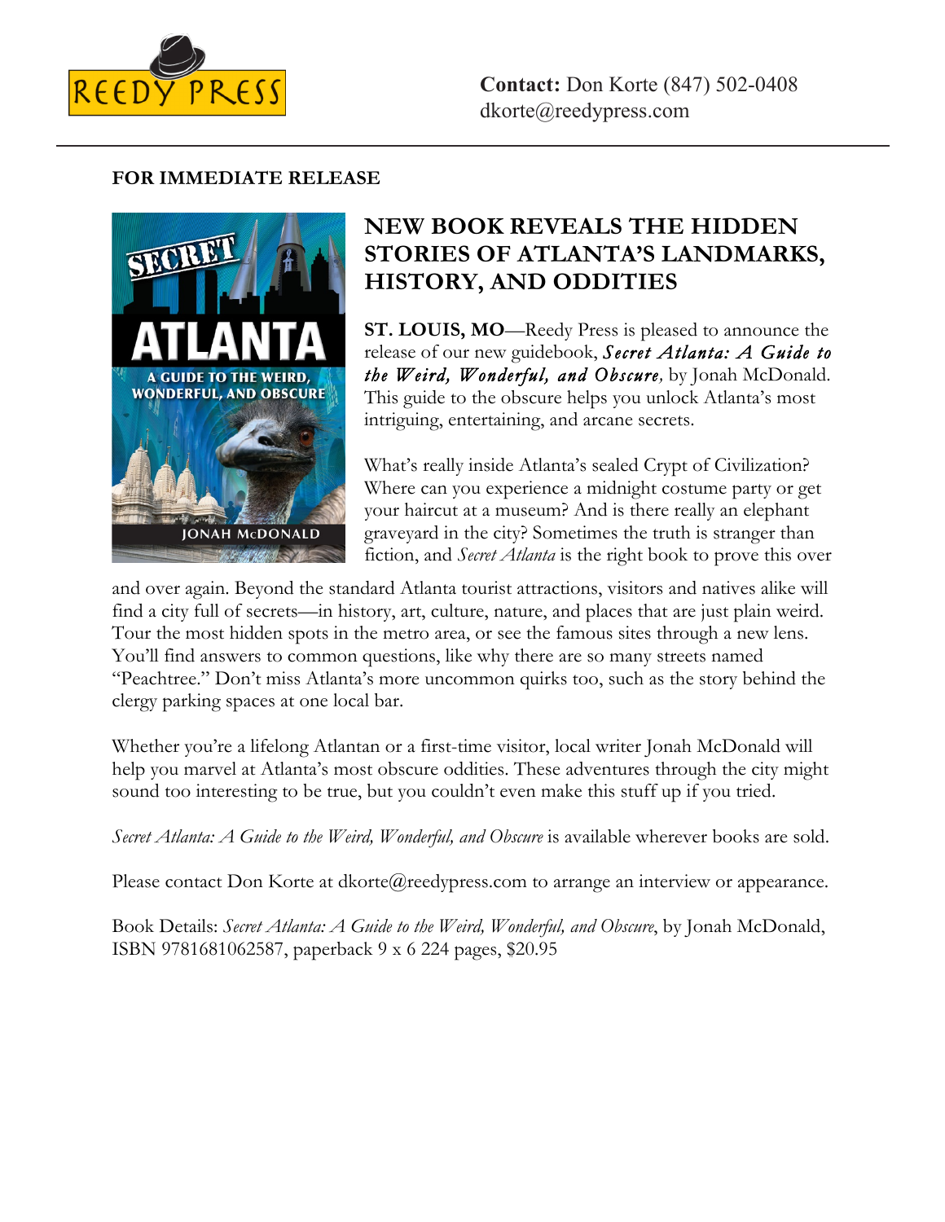REEDY PRESS

**Contact:** Don Korte (847) 502-0408
dkorte@reedypress.com

**FOR IMMEDIATE RELEASE**

## NEW BOOK REVEALS THE HIDDEN STORIES OF ATLANTA'S LANDMARKS, HISTORY, AND ODDITIES

**ST. LOUIS, MO**—Reedy Press is pleased to announce the release of our new guidebook, ***Secret Atlanta: A Guide to the Weird, Wonderful, and Obscure***, by Jonah McDonald. This guide to the obscure helps you unlock Atlanta's most intriguing, entertaining, and arcane secrets.

What's really inside Atlanta's sealed Crypt of Civilization? Where can you experience a midnight costume party or get your haircut at a museum? And is there really an elephant graveyard in the city? Sometimes the truth is stranger than fiction, and *Secret Atlanta* is the right book to prove this over and over again. Beyond the standard Atlanta tourist attractions, visitors and natives alike will find a city full of secrets—in history, art, culture, nature, and places that are just plain weird. Tour the most hidden spots in the metro area, or see the famous sites through a new lens. You'll find answers to common questions, like why there are so many streets named "Peachtree." Don't miss Atlanta's more uncommon quirks too, such as the story behind the clergy parking spaces at one local bar.

Whether you're a lifelong Atlantan or a first-time visitor, local writer Jonah McDonald will help you marvel at Atlanta's most obscure oddities. These adventures through the city might sound too interesting to be true, but you couldn't even make this stuff up if you tried.

*Secret Atlanta: A Guide to the Weird, Wonderful, and Obscure* is available wherever books are sold.

Please contact Don Korte at dkorte@reedypress.com to arrange an interview or appearance.

Book Details: *Secret Atlanta: A Guide to the Weird, Wonderful, and Obscure*, by Jonah McDonald, ISBN 9781681062587, paperback 9 x 6 224 pages, $20.95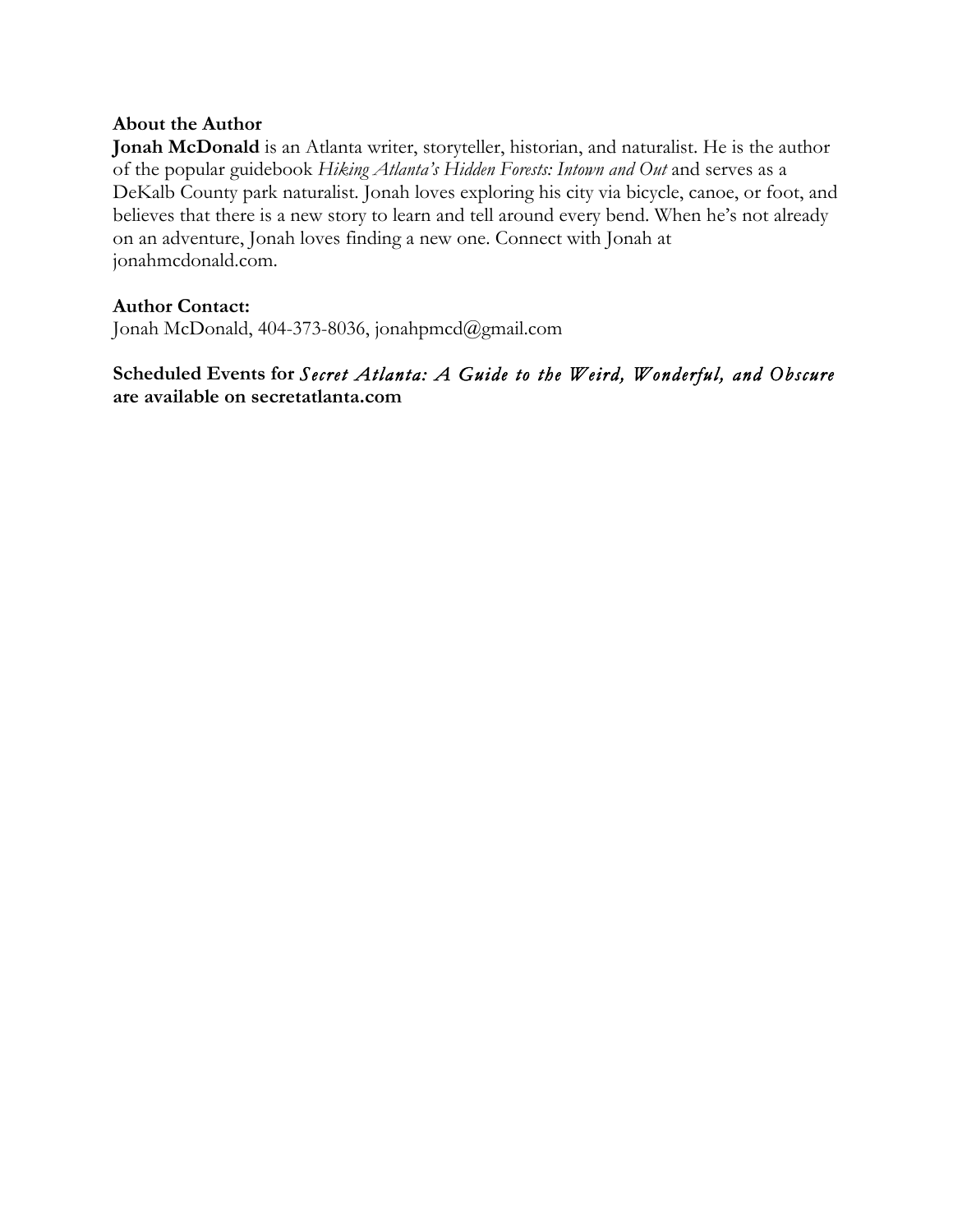**About the Author**

**Jonah McDonald** is an Atlanta writer, storyteller, historian, and naturalist. He is the author of the popular guidebook *Hiking Atlanta's Hidden Forests: Intown and Out* and serves as a DeKalb County park naturalist. Jonah loves exploring his city via bicycle, canoe, or foot, and believes that there is a new story to learn and tell around every bend. When he's not already on an adventure, Jonah loves finding a new one. Connect with Jonah at jonahmcdonald.com.

**Author Contact:**

Jonah McDonald, 404-373-8036, jonahpmcd@gmail.com

**Scheduled Events for *Secret Atlanta: A Guide to the Weird, Wonderful, and Obscure* are available on secretatlanta.com**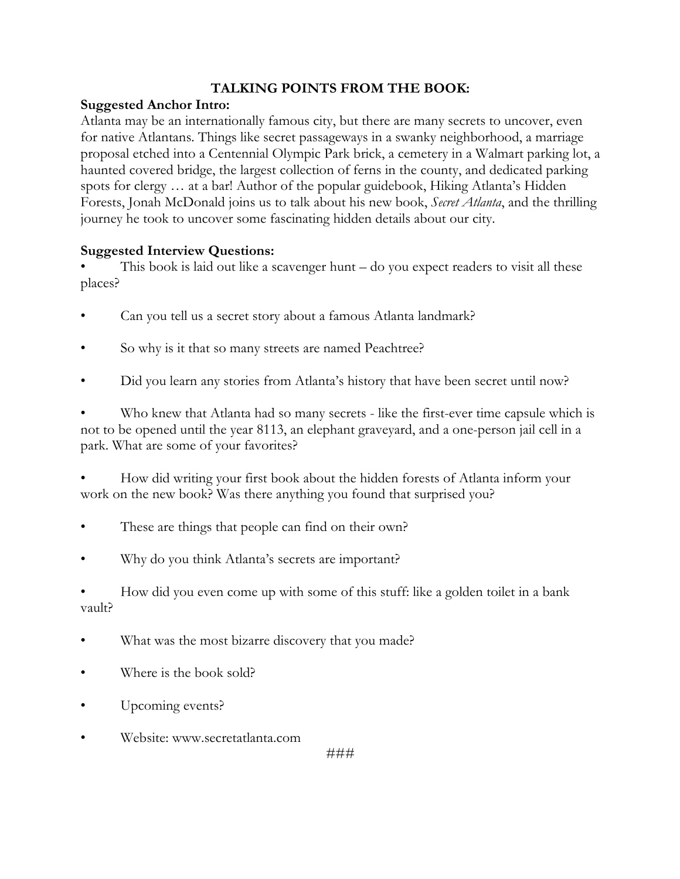**TALKING POINTS FROM THE BOOK:**

**Suggested Anchor Intro:**

Atlanta may be an internationally famous city, but there are many secrets to uncover, even for native Atlantans. Things like secret passageways in a swanky neighborhood, a marriage proposal etched into a Centennial Olympic Park brick, a cemetery in a Walmart parking lot, a haunted covered bridge, the largest collection of ferns in the county, and dedicated parking spots for clergy … at a bar! Author of the popular guidebook, Hiking Atlanta's Hidden Forests, Jonah McDonald joins us to talk about his new book, *Secret Atlanta*, and the thrilling journey he took to uncover some fascinating hidden details about our city.

**Suggested Interview Questions:**

- This book is laid out like a scavenger hunt – do you expect readers to visit all these places?
- Can you tell us a secret story about a famous Atlanta landmark?
- So why is it that so many streets are named Peachtree?
- Did you learn any stories from Atlanta's history that have been secret until now?
- Who knew that Atlanta had so many secrets - like the first-ever time capsule which is not to be opened until the year 8113, an elephant graveyard, and a one-person jail cell in a park. What are some of your favorites?
- How did writing your first book about the hidden forests of Atlanta inform your work on the new book? Was there anything you found that surprised you?
- These are things that people can find on their own?
- Why do you think Atlanta's secrets are important?
- How did you even come up with some of this stuff: like a golden toilet in a bank vault?
- What was the most bizarre discovery that you made?
- Where is the book sold?
- Upcoming events?
- Website: www.secretatlanta.com

###